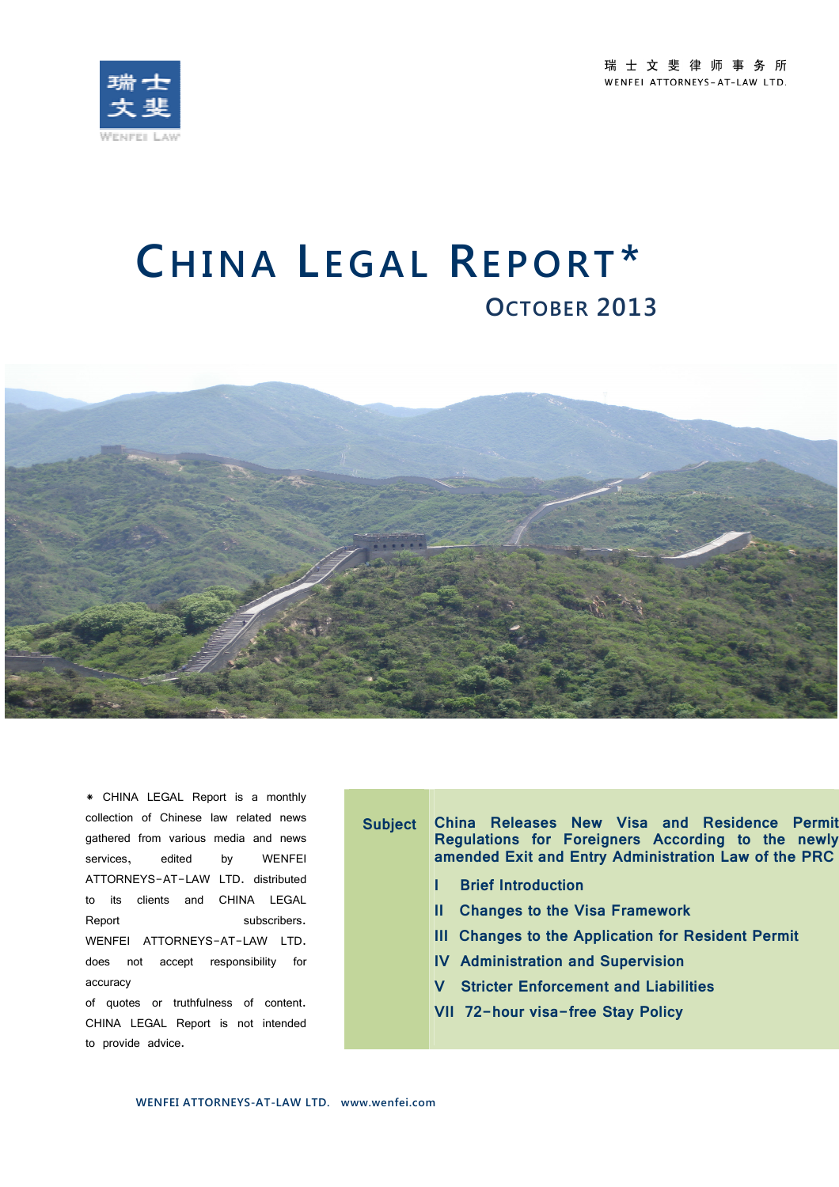瑞士文斐律师事务所
WENFEI ATTORNEYS-AT-LAW LTD.

# CHINA LEGAL REPORT*

## OCTOBER 2013

\* CHINA LEGAL Report is a monthly collection of Chinese law related news gathered from various media and news services, edited by WENFEI ATTORNEYS-AT-LAW LTD. distributed to its clients and CHINA LEGAL Report subscribers. WENFEI ATTORNEYS-AT-LAW LTD. does not accept responsibility for accuracy of quotes or truthfulness of content. CHINA LEGAL Report is not intended to provide advice.

**Subject**

**China Releases New Visa and Residence Permit Regulations for Foreigners According to the newly amended Exit and Entry Administration Law of the PRC**

- **I Brief Introduction**
- **II Changes to the Visa Framework**
- **III Changes to the Application for Resident Permit**
- **IV Administration and Supervision**
- **V Stricter Enforcement and Liabilities**
- **VII 72-hour visa-free Stay Policy**

WENFEI ATTORNEYS-AT-LAW LTD. www.wenfei.com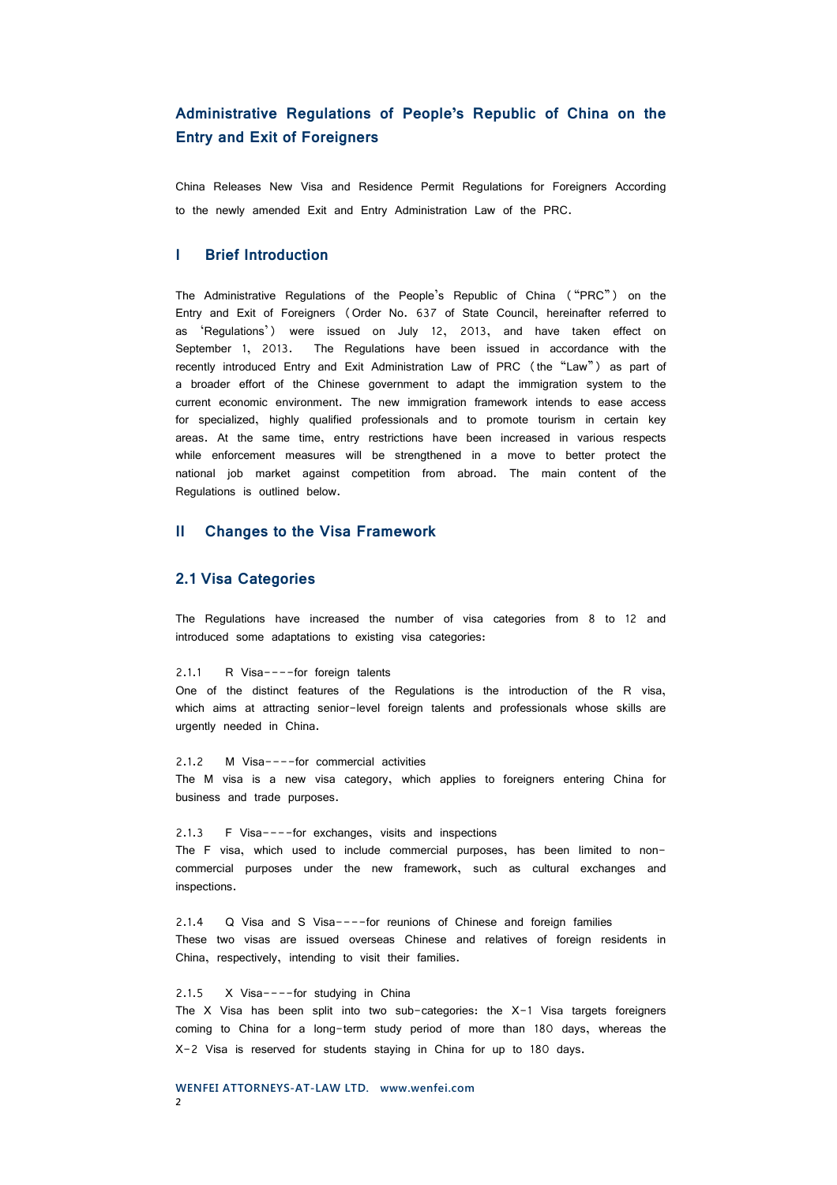## Administrative Regulations of People's Republic of China on the Entry and Exit of Foreigners

China Releases New Visa and Residence Permit Regulations for Foreigners According to the newly amended Exit and Entry Administration Law of the PRC.

## I Brief Introduction

The Administrative Regulations of the People's Republic of China ("PRC") on the Entry and Exit of Foreigners (Order No. 637 of State Council, hereinafter referred to as 'Regulations') were issued on July 12, 2013, and have taken effect on September 1, 2013. The Regulations have been issued in accordance with the recently introduced Entry and Exit Administration Law of PRC (the "Law") as part of a broader effort of the Chinese government to adapt the immigration system to the current economic environment. The new immigration framework intends to ease access for specialized, highly qualified professionals and to promote tourism in certain key areas. At the same time, entry restrictions have been increased in various respects while enforcement measures will be strengthened in a move to better protect the national job market against competition from abroad. The main content of the Regulations is outlined below.

## II Changes to the Visa Framework

### 2.1 Visa Categories

The Regulations have increased the number of visa categories from 8 to 12 and introduced some adaptations to existing visa categories:

2.1.1 R Visa----for foreign talents

One of the distinct features of the Regulations is the introduction of the R visa, which aims at attracting senior-level foreign talents and professionals whose skills are urgently needed in China.

2.1.2 M Visa----for commercial activities

The M visa is a new visa category, which applies to foreigners entering China for business and trade purposes.

2.1.3 F Visa----for exchanges, visits and inspections

The F visa, which used to include commercial purposes, has been limited to non-commercial purposes under the new framework, such as cultural exchanges and inspections.

2.1.4 Q Visa and S Visa----for reunions of Chinese and foreign families

These two visas are issued overseas Chinese and relatives of foreign residents in China, respectively, intending to visit their families.

2.1.5 X Visa----for studying in China

The X Visa has been split into two sub-categories: the X-1 Visa targets foreigners coming to China for a long-term study period of more than 180 days, whereas the X-2 Visa is reserved for students staying in China for up to 180 days.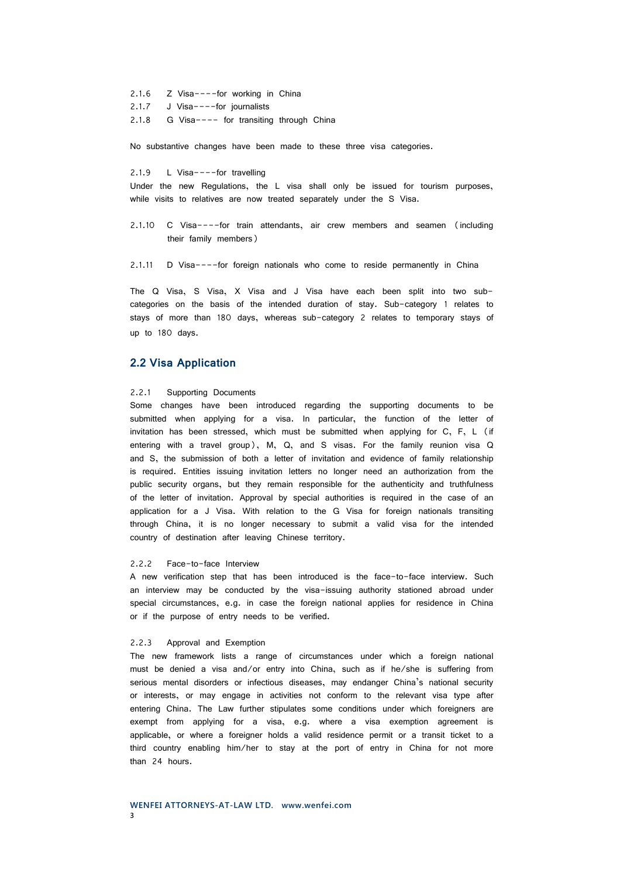2.1.6 Z Visa----for working in China

2.1.7 J Visa----for journalists

2.1.8 G Visa---- for transiting through China

No substantive changes have been made to these three visa categories.

2.1.9 L Visa----for travelling

Under the new Regulations, the L visa shall only be issued for tourism purposes, while visits to relatives are now treated separately under the S Visa.

2.1.10 C Visa----for train attendants, air crew members and seamen (including their family members)

2.1.11 D Visa----for foreign nationals who come to reside permanently in China

The Q Visa, S Visa, X Visa and J Visa have each been split into two sub-categories on the basis of the intended duration of stay. Sub-category 1 relates to stays of more than 180 days, whereas sub-category 2 relates to temporary stays of up to 180 days.

## 2.2 Visa Application

2.2.1 Supporting Documents

Some changes have been introduced regarding the supporting documents to be submitted when applying for a visa. In particular, the function of the letter of invitation has been stressed, which must be submitted when applying for C, F, L (if entering with a travel group), M, Q, and S visas. For the family reunion visa Q and S, the submission of both a letter of invitation and evidence of family relationship is required. Entities issuing invitation letters no longer need an authorization from the public security organs, but they remain responsible for the authenticity and truthfulness of the letter of invitation. Approval by special authorities is required in the case of an application for a J Visa. With relation to the G Visa for foreign nationals transiting through China, it is no longer necessary to submit a valid visa for the intended country of destination after leaving Chinese territory.

2.2.2 Face-to-face Interview

A new verification step that has been introduced is the face-to-face interview. Such an interview may be conducted by the visa-issuing authority stationed abroad under special circumstances, e.g. in case the foreign national applies for residence in China or if the purpose of entry needs to be verified.

2.2.3 Approval and Exemption

The new framework lists a range of circumstances under which a foreign national must be denied a visa and/or entry into China, such as if he/she is suffering from serious mental disorders or infectious diseases, may endanger China's national security or interests, or may engage in activities not conform to the relevant visa type after entering China. The Law further stipulates some conditions under which foreigners are exempt from applying for a visa, e.g. where a visa exemption agreement is applicable, or where a foreigner holds a valid residence permit or a transit ticket to a third country enabling him/her to stay at the port of entry in China for not more than 24 hours.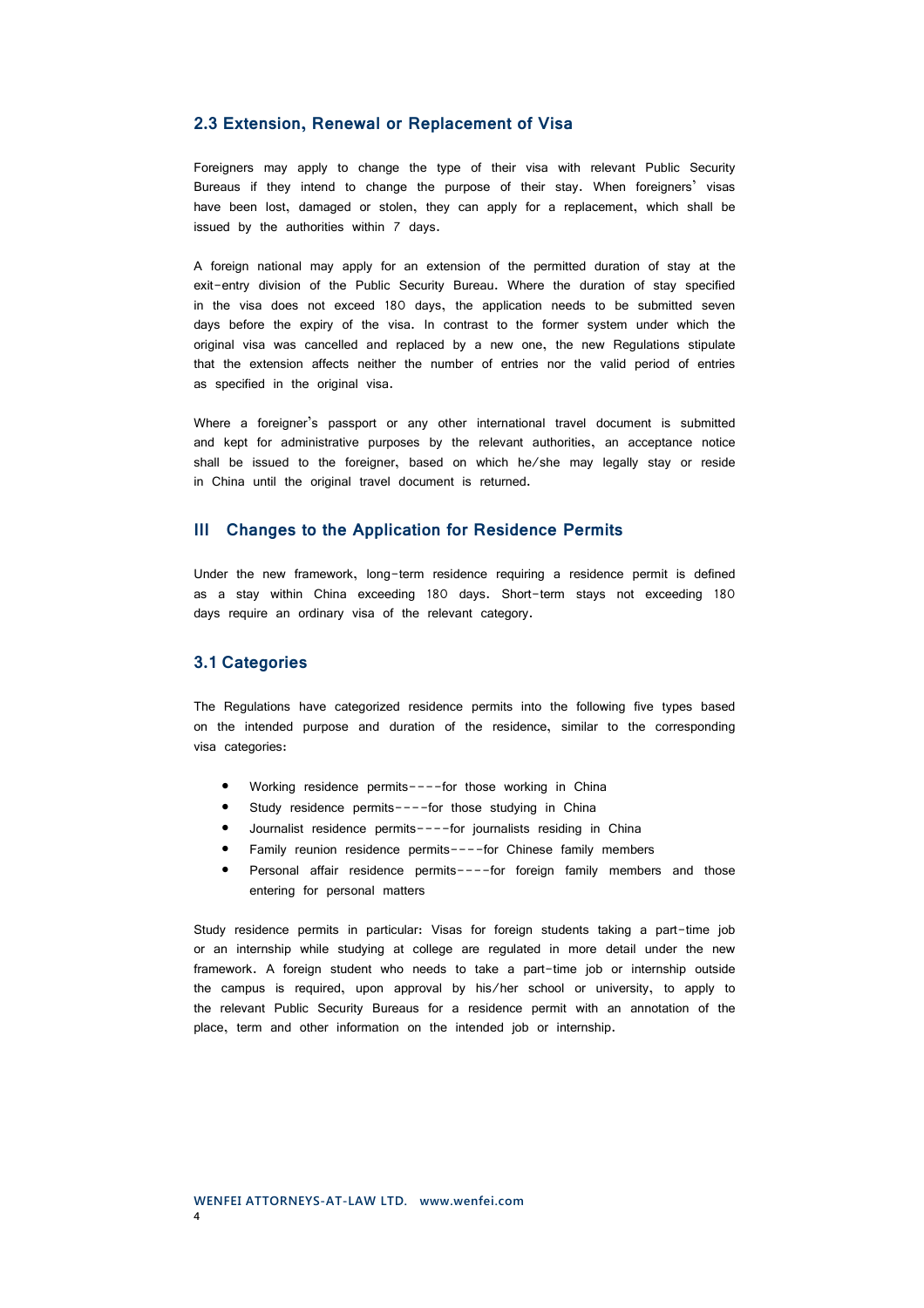### 2.3 Extension, Renewal or Replacement of Visa

Foreigners may apply to change the type of their visa with relevant Public Security Bureaus if they intend to change the purpose of their stay. When foreigners' visas have been lost, damaged or stolen, they can apply for a replacement, which shall be issued by the authorities within 7 days.

A foreign national may apply for an extension of the permitted duration of stay at the exit-entry division of the Public Security Bureau. Where the duration of stay specified in the visa does not exceed 180 days, the application needs to be submitted seven days before the expiry of the visa. In contrast to the former system under which the original visa was cancelled and replaced by a new one, the new Regulations stipulate that the extension affects neither the number of entries nor the valid period of entries as specified in the original visa.

Where a foreigner's passport or any other international travel document is submitted and kept for administrative purposes by the relevant authorities, an acceptance notice shall be issued to the foreigner, based on which he/she may legally stay or reside in China until the original travel document is returned.

## III Changes to the Application for Residence Permits

Under the new framework, long-term residence requiring a residence permit is defined as a stay within China exceeding 180 days. Short-term stays not exceeding 180 days require an ordinary visa of the relevant category.

### 3.1 Categories

The Regulations have categorized residence permits into the following five types based on the intended purpose and duration of the residence, similar to the corresponding visa categories:

- Working residence permits----for those working in China
- Study residence permits----for those studying in China
- Journalist residence permits----for journalists residing in China
- Family reunion residence permits----for Chinese family members
- Personal affair residence permits----for foreign family members and those entering for personal matters

Study residence permits in particular: Visas for foreign students taking a part-time job or an internship while studying at college are regulated in more detail under the new framework. A foreign student who needs to take a part-time job or internship outside the campus is required, upon approval by his/her school or university, to apply to the relevant Public Security Bureaus for a residence permit with an annotation of the place, term and other information on the intended job or internship.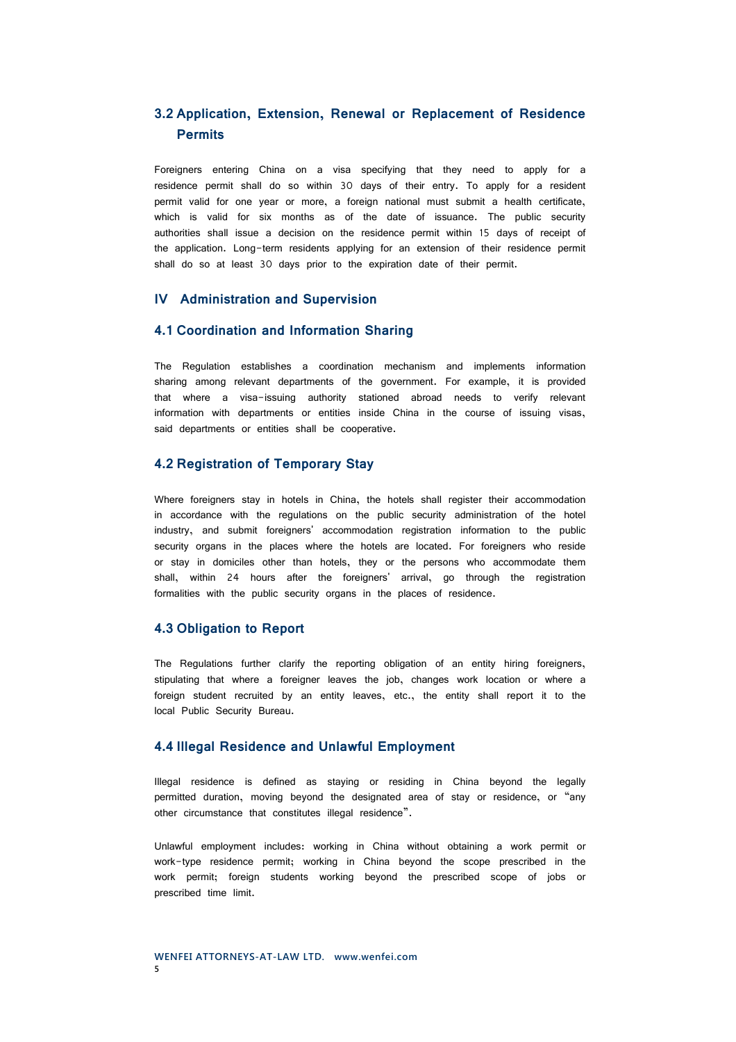### 3.2 Application, Extension, Renewal or Replacement of Residence Permits

Foreigners entering China on a visa specifying that they need to apply for a residence permit shall do so within 30 days of their entry. To apply for a resident permit valid for one year or more, a foreign national must submit a health certificate, which is valid for six months as of the date of issuance. The public security authorities shall issue a decision on the residence permit within 15 days of receipt of the application. Long-term residents applying for an extension of their residence permit shall do so at least 30 days prior to the expiration date of their permit.

## IV Administration and Supervision

### 4.1 Coordination and Information Sharing

The Regulation establishes a coordination mechanism and implements information sharing among relevant departments of the government. For example, it is provided that where a visa-issuing authority stationed abroad needs to verify relevant information with departments or entities inside China in the course of issuing visas, said departments or entities shall be cooperative.

### 4.2 Registration of Temporary Stay

Where foreigners stay in hotels in China, the hotels shall register their accommodation in accordance with the regulations on the public security administration of the hotel industry, and submit foreigners' accommodation registration information to the public security organs in the places where the hotels are located. For foreigners who reside or stay in domiciles other than hotels, they or the persons who accommodate them shall, within 24 hours after the foreigners' arrival, go through the registration formalities with the public security organs in the places of residence.

### 4.3 Obligation to Report

The Regulations further clarify the reporting obligation of an entity hiring foreigners, stipulating that where a foreigner leaves the job, changes work location or where a foreign student recruited by an entity leaves, etc., the entity shall report it to the local Public Security Bureau.

### 4.4 Illegal Residence and Unlawful Employment

Illegal residence is defined as staying or residing in China beyond the legally permitted duration, moving beyond the designated area of stay or residence, or "any other circumstance that constitutes illegal residence".

Unlawful employment includes: working in China without obtaining a work permit or work-type residence permit; working in China beyond the scope prescribed in the work permit; foreign students working beyond the prescribed scope of jobs or prescribed time limit.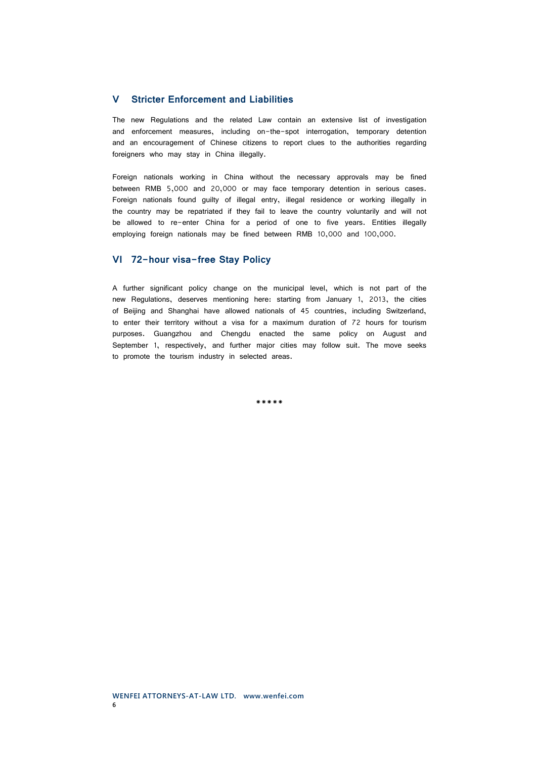## V Stricter Enforcement and Liabilities

The new Regulations and the related Law contain an extensive list of investigation and enforcement measures, including on-the-spot interrogation, temporary detention and an encouragement of Chinese citizens to report clues to the authorities regarding foreigners who may stay in China illegally.

Foreign nationals working in China without the necessary approvals may be fined between RMB 5,000 and 20,000 or may face temporary detention in serious cases. Foreign nationals found guilty of illegal entry, illegal residence or working illegally in the country may be repatriated if they fail to leave the country voluntarily and will not be allowed to re-enter China for a period of one to five years. Entities illegally employing foreign nationals may be fined between RMB 10,000 and 100,000.

## VI 72-hour visa-free Stay Policy

A further significant policy change on the municipal level, which is not part of the new Regulations, deserves mentioning here: starting from January 1, 2013, the cities of Beijing and Shanghai have allowed nationals of 45 countries, including Switzerland, to enter their territory without a visa for a maximum duration of 72 hours for tourism purposes. Guangzhou and Chengdu enacted the same policy on August and September 1, respectively, and further major cities may follow suit. The move seeks to promote the tourism industry in selected areas.

*****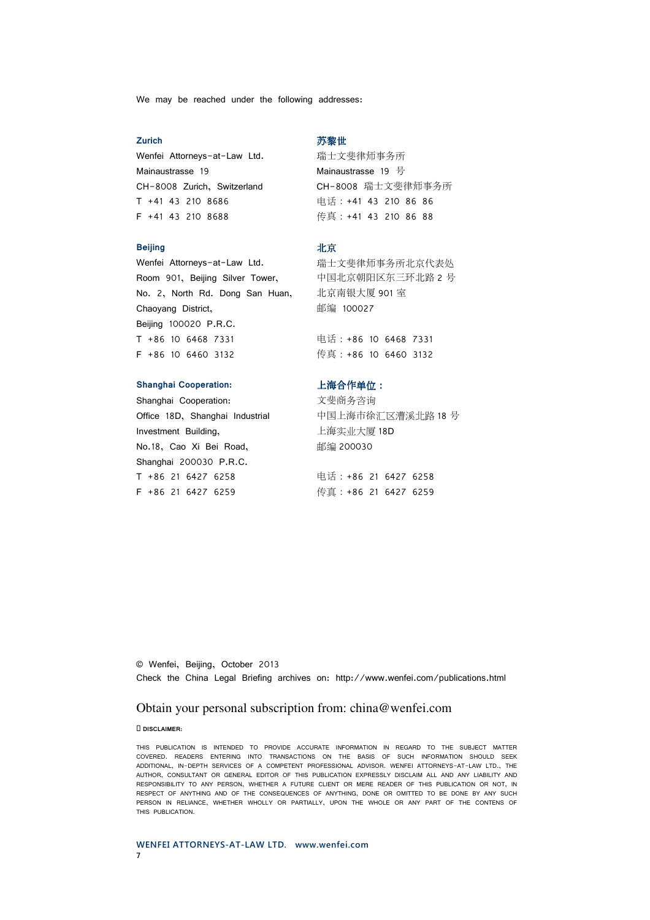We may be reached under the following addresses:

**Zurich**
Wenfei Attorneys-at-Law Ltd.
Mainaustrasse 19
CH-8008 Zurich, Switzerland
T +41 43 210 8686
F +41 43 210 8688

**苏黎世**
瑞士文斐律师事务所
Mainaustrasse 19 号
CH-8008 瑞士文斐律师事务所
电话：+41 43 210 86 86
传真：+41 43 210 86 88

**Beijing**
Wenfei Attorneys-at-Law Ltd.
Room 901, Beijing Silver Tower,
No. 2, North Rd. Dong San Huan,
Chaoyang District,
Beijing 100020 P.R.C.
T +86 10 6468 7331
F +86 10 6460 3132

**北京**
瑞士文斐律师事务所北京代表处
中国北京朝阳区东三环北路 2 号
北京南银大厦 901 室
邮编 100027

电话：+86 10 6468 7331
传真：+86 10 6460 3132

**Shanghai Cooperation:**
Shanghai Cooperation:
Office 18D, Shanghai Industrial
Investment Building,
No.18, Cao Xi Bei Road,
Shanghai 200030 P.R.C.
T +86 21 6427 6258
F +86 21 6427 6259

**上海合作单位：**
文斐商务咨询
中国上海市徐汇区漕溪北路 18 号
上海实业大厦 18D
邮编 200030

电话：+86 21 6427 6258
传真：+86 21 6427 6259

© Wenfei, Beijing, October 2013
Check the China Legal Briefing archives on: http://www.wenfei.com/publications.html

Obtain your personal subscription from: china@wenfei.com

**DISCLAIMER:**

THIS PUBLICATION IS INTENDED TO PROVIDE ACCURATE INFORMATION IN REGARD TO THE SUBJECT MATTER COVERED. READERS ENTERING INTO TRANSACTIONS ON THE BASIS OF SUCH INFORMATION SHOULD SEEK ADDITIONAL, IN-DEPTH SERVICES OF A COMPETENT PROFESSIONAL ADVISOR. WENFEI ATTORNEYS-AT-LAW LTD., THE AUTHOR, CONSULTANT OR GENERAL EDITOR OF THIS PUBLICATION EXPRESSLY DISCLAIM ALL AND ANY LIABILITY AND RESPONSIBILITY TO ANY PERSON, WHETHER A FUTURE CLIENT OR MERE READER OF THIS PUBLICATION OR NOT, IN RESPECT OF ANYTHING AND OF THE CONSEQUENCES OF ANYTHING, DONE OR OMITTED TO BE DONE BY ANY SUCH PERSON IN RELIANCE, WHETHER WHOLLY OR PARTIALLY, UPON THE WHOLE OR ANY PART OF THE CONTENS OF THIS PUBLICATION.